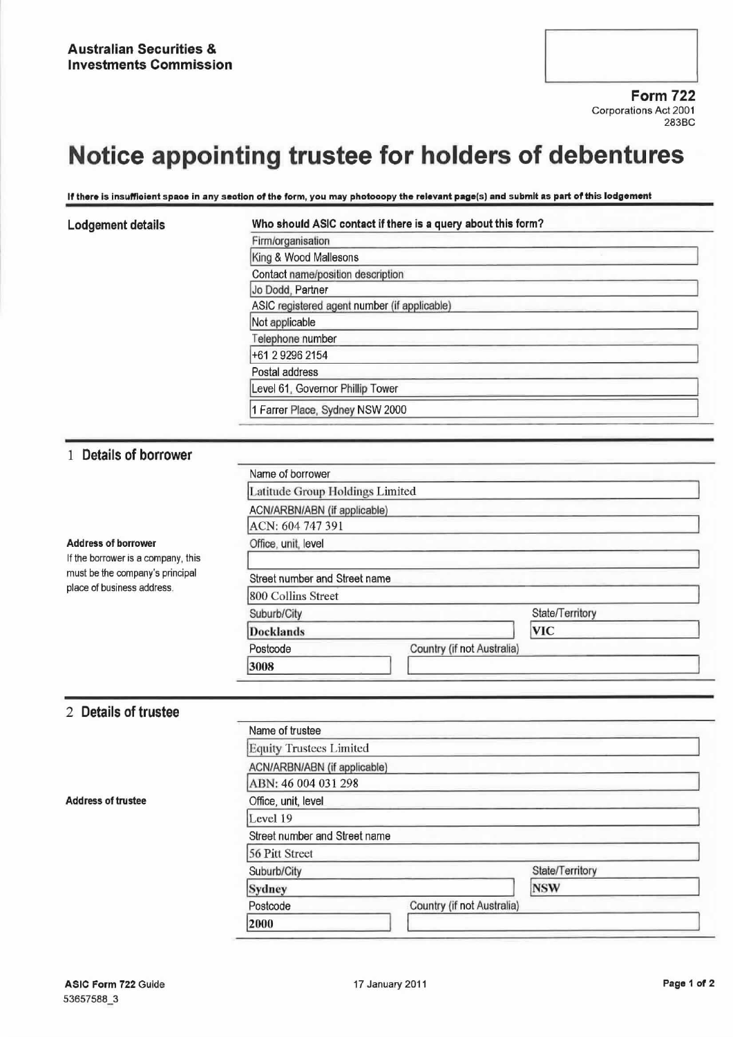**Australian Securities & Investments Commission**

**Form 722**
Corporations Act 2001
283BC

# Notice appointing trustee for holders of debentures

**If there is insufficient space in any section of the form, you may photocopy the relevant page(s) and submit as part of this lodgement**

## Lodgement details

**Who should ASIC contact if there is a query about this form?**

Firm/organisation
King & Wood Mallesons

Contact name/position description
Jo Dodd, Partner

ASIC registered agent number (if applicable)
Not applicable

Telephone number
+61 2 9296 2154

Postal address
Level 61, Governor Phillip Tower
1 Farrer Place, Sydney NSW 2000

## 1 Details of borrower

Name of borrower
Latitude Group Holdings Limited

ACN/ARBN/ABN (if applicable)
ACN: 604 747 391

**Address of borrower**
If the borrower is a company, this must be the company's principal place of business address.

Office, unit, level

Street number and Street name
800 Collins Street

Suburb/City
Docklands

State/Territory
VIC

Postcode
3008

Country (if not Australia)

## 2 Details of trustee

Name of trustee
Equity Trustees Limited

ACN/ARBN/ABN (if applicable)
ABN: 46 004 031 298

**Address of trustee**

Office, unit, level
Level 19

Street number and Street name
56 Pitt Street

Suburb/City
Sydney

State/Territory
NSW

Postcode
2000

Country (if not Australia)

ASIC Form 722 Guide
53657588_3

17 January 2011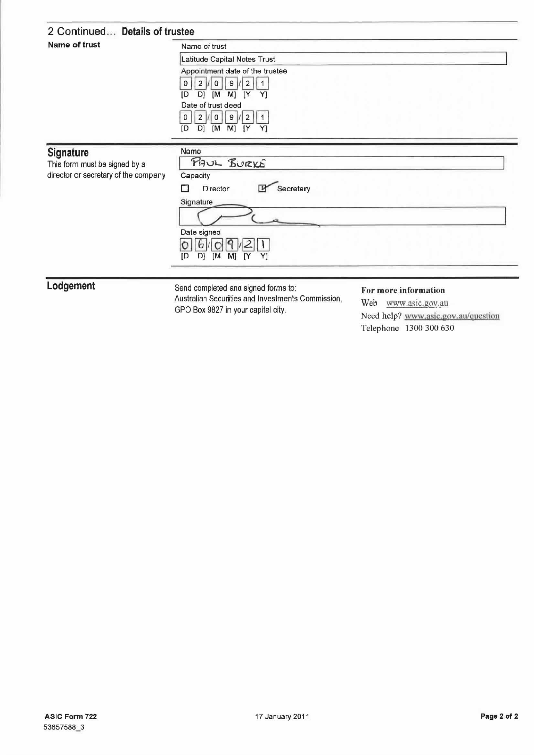## 2 Continued... Details of trustee

**Name of trust**

Name of trust

Latitude Capital Notes Trust

Appointment date of the trustee

02/09/21
[D D] [M M] [Y Y]

Date of trust deed

02/09/21
[D D] [M M] [Y Y]

## Signature

This form must be signed by a director or secretary of the company

Name

PAUL BURKE

Capacity

☐ Director ☑ Secretary

Signature

Date signed

06/09/21
[D D] [M M] [Y Y]

## Lodgement

Send completed and signed forms to:
Australian Securities and Investments Commission,
GPO Box 9827 in your capital city.

**For more information**

Web www.asic.gov.au

Need help? www.asic.gov.au/question

Telephone 1300 300 630

ASIC Form 722
53657588_3

17 January 2011